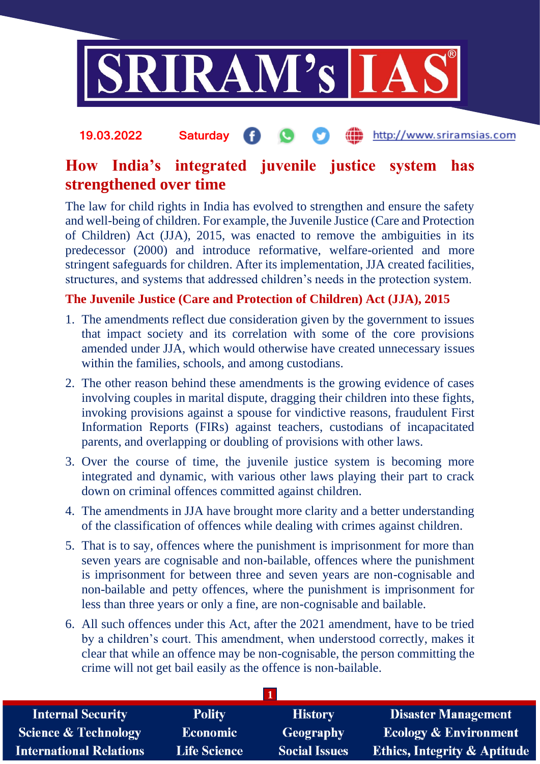19.03.2022 Saturday http://www.sriramsias.com

# How India's integrated juvenile justice system has strengthened over time

The law for child rights in India has evolved to strengthen and ensure the safety and well-being of children. For example, the Juvenile Justice (Care and Protection of Children) Act (JJA), 2015, was enacted to remove the ambiguities in its predecessor (2000) and introduce reformative, welfare-oriented and more stringent safeguards for children. After its implementation, JJA created facilities, structures, and systems that addressed children's needs in the protection system.

## The Juvenile Justice (Care and Protection of Children) Act (JJA), 2015

1. The amendments reflect due consideration given by the government to issues that impact society and its correlation with some of the core provisions amended under JJA, which would otherwise have created unnecessary issues within the families, schools, and among custodians.
2. The other reason behind these amendments is the growing evidence of cases involving couples in marital dispute, dragging their children into these fights, invoking provisions against a spouse for vindictive reasons, fraudulent First Information Reports (FIRs) against teachers, custodians of incapacitated parents, and overlapping or doubling of provisions with other laws.
3. Over the course of time, the juvenile justice system is becoming more integrated and dynamic, with various other laws playing their part to crack down on criminal offences committed against children.
4. The amendments in JJA have brought more clarity and a better understanding of the classification of offences while dealing with crimes against children.
5. That is to say, offences where the punishment is imprisonment for more than seven years are cognisable and non-bailable, offences where the punishment is imprisonment for between three and seven years are non-cognisable and non-bailable and petty offences, where the punishment is imprisonment for less than three years or only a fine, are non-cognisable and bailable.
6. All such offences under this Act, after the 2021 amendment, have to be tried by a children's court. This amendment, when understood correctly, makes it clear that while an offence may be non-cognisable, the person committing the crime will not get bail easily as the offence is non-bailable.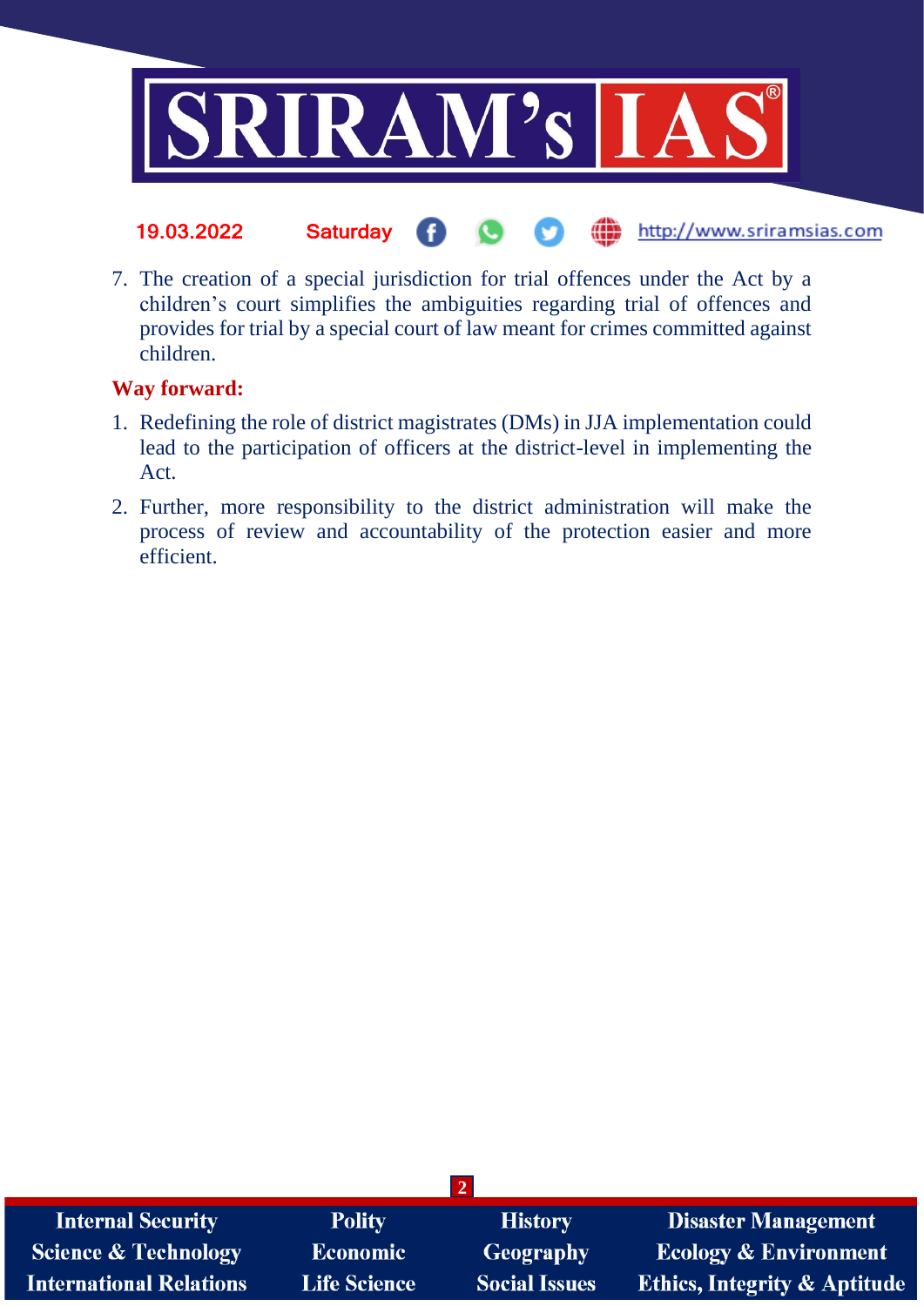7. The creation of a special jurisdiction for trial offences under the Act by a children's court simplifies the ambiguities regarding trial of offences and provides for trial by a special court of law meant for crimes committed against children.

**Way forward:**

1. Redefining the role of district magistrates (DMs) in JJA implementation could lead to the participation of officers at the district-level in implementing the Act.
2. Further, more responsibility to the district administration will make the process of review and accountability of the protection easier and more efficient.